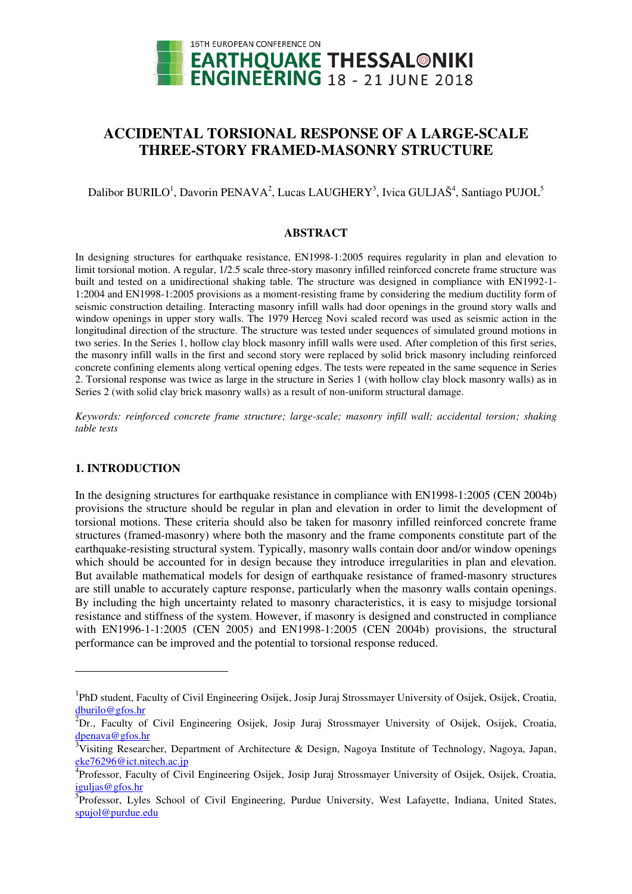# ACCIDENTAL TORSIONAL RESPONSE OF A LARGE-SCALE THREE-STORY FRAMED-MASONRY STRUCTURE

Dalibor BURILO[1], Davorin PENAVA[2], Lucas LAUGHERY[3], Ivica GULJAŠ[4], Santiago PUJOL[5]

## ABSTRACT

In designing structures for earthquake resistance, EN1998-1:2005 requires regularity in plan and elevation to limit torsional motion. A regular, 1/2.5 scale three-story masonry infilled reinforced concrete frame structure was built and tested on a unidirectional shaking table. The structure was designed in compliance with EN1992-1-1:2004 and EN1998-1:2005 provisions as a moment-resisting frame by considering the medium ductility form of seismic construction detailing. Interacting masonry infill walls had door openings in the ground story walls and window openings in upper story walls. The 1979 Herceg Novi scaled record was used as seismic action in the longitudinal direction of the structure. The structure was tested under sequences of simulated ground motions in two series. In the Series 1, hollow clay block masonry infill walls were used. After completion of this first series, the masonry infill walls in the first and second story were replaced by solid brick masonry including reinforced concrete confining elements along vertical opening edges. The tests were repeated in the same sequence in Series 2. Torsional response was twice as large in the structure in Series 1 (with hollow clay block masonry walls) as in Series 2 (with solid clay brick masonry walls) as a result of non-uniform structural damage.

*Keywords: reinforced concrete frame structure; large-scale; masonry infill wall; accidental torsion; shaking table tests*

## 1. INTRODUCTION

In the designing structures for earthquake resistance in compliance with EN1998-1:2005 (CEN 2004b) provisions the structure should be regular in plan and elevation in order to limit the development of torsional motions. These criteria should also be taken for masonry infilled reinforced concrete frame structures (framed-masonry) where both the masonry and the frame components constitute part of the earthquake-resisting structural system. Typically, masonry walls contain door and/or window openings which should be accounted for in design because they introduce irregularities in plan and elevation. But available mathematical models for design of earthquake resistance of framed-masonry structures are still unable to accurately capture response, particularly when the masonry walls contain openings. By including the high uncertainty related to masonry characteristics, it is easy to misjudge torsional resistance and stiffness of the system. However, if masonry is designed and constructed in compliance with EN1996-1-1:2005 (CEN 2005) and EN1998-1:2005 (CEN 2004b) provisions, the structural performance can be improved and the potential to torsional response reduced.

---

[1]PhD student, Faculty of Civil Engineering Osijek, Josip Juraj Strossmayer University of Osijek, Osijek, Croatia, dburilo@gfos.hr

[2]Dr., Faculty of Civil Engineering Osijek, Josip Juraj Strossmayer University of Osijek, Osijek, Croatia, dpenava@gfos.hr

[3]Visiting Researcher, Department of Architecture & Design, Nagoya Institute of Technology, Nagoya, Japan, eke76296@ict.nitech.ac.jp

[4]Professor, Faculty of Civil Engineering Osijek, Josip Juraj Strossmayer University of Osijek, Osijek, Croatia, iguljas@gfos.hr

[5]Professor, Lyles School of Civil Engineering, Purdue University, West Lafayette, Indiana, United States, spujol@purdue.edu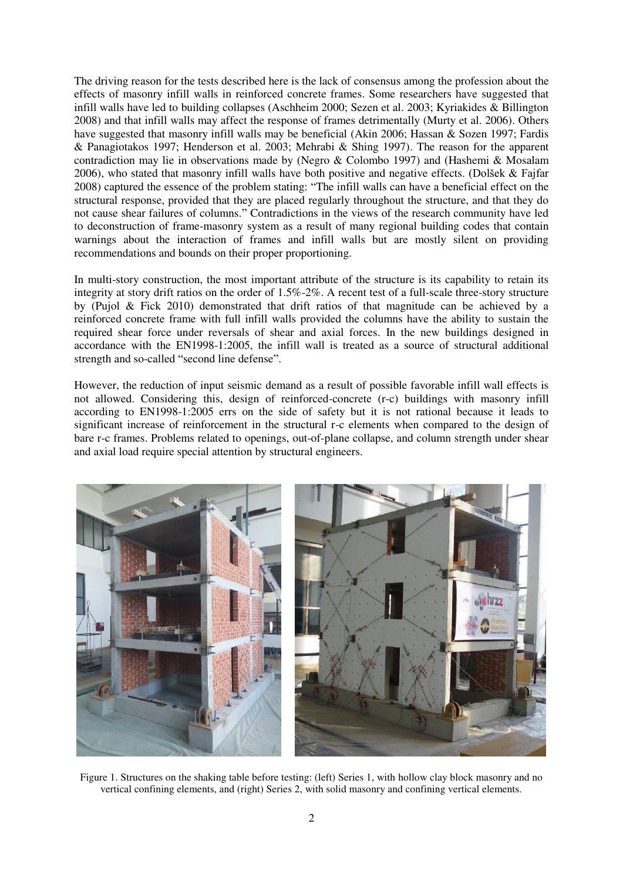The driving reason for the tests described here is the lack of consensus among the profession about the effects of masonry infill walls in reinforced concrete frames. Some researchers have suggested that infill walls have led to building collapses (Aschheim 2000; Sezen et al. 2003; Kyriakides & Billington 2008) and that infill walls may affect the response of frames detrimentally (Murty et al. 2006). Others have suggested that masonry infill walls may be beneficial (Akin 2006; Hassan & Sozen 1997; Fardis & Panagiotakos 1997; Henderson et al. 2003; Mehrabi & Shing 1997). The reason for the apparent contradiction may lie in observations made by (Negro & Colombo 1997) and (Hashemi & Mosalam 2006), who stated that masonry infill walls have both positive and negative effects. (Dolšek & Fajfar 2008) captured the essence of the problem stating: "The infill walls can have a beneficial effect on the structural response, provided that they are placed regularly throughout the structure, and that they do not cause shear failures of columns." Contradictions in the views of the research community have led to deconstruction of frame-masonry system as a result of many regional building codes that contain warnings about the interaction of frames and infill walls but are mostly silent on providing recommendations and bounds on their proper proportioning.

In multi-story construction, the most important attribute of the structure is its capability to retain its integrity at story drift ratios on the order of 1.5%-2%. A recent test of a full-scale three-story structure by (Pujol & Fick 2010) demonstrated that drift ratios of that magnitude can be achieved by a reinforced concrete frame with full infill walls provided the columns have the ability to sustain the required shear force under reversals of shear and axial forces. In the new buildings designed in accordance with the EN1998-1:2005, the infill wall is treated as a source of structural additional strength and so-called "second line defense".

However, the reduction of input seismic demand as a result of possible favorable infill wall effects is not allowed. Considering this, design of reinforced-concrete (r-c) buildings with masonry infill according to EN1998-1:2005 errs on the side of safety but it is not rational because it leads to significant increase of reinforcement in the structural r-c elements when compared to the design of bare r-c frames. Problems related to openings, out-of-plane collapse, and column strength under shear and axial load require special attention by structural engineers.

Figure 1. Structures on the shaking table before testing: (left) Series 1, with hollow clay block masonry and no vertical confining elements, and (right) Series 2, with solid masonry and confining vertical elements.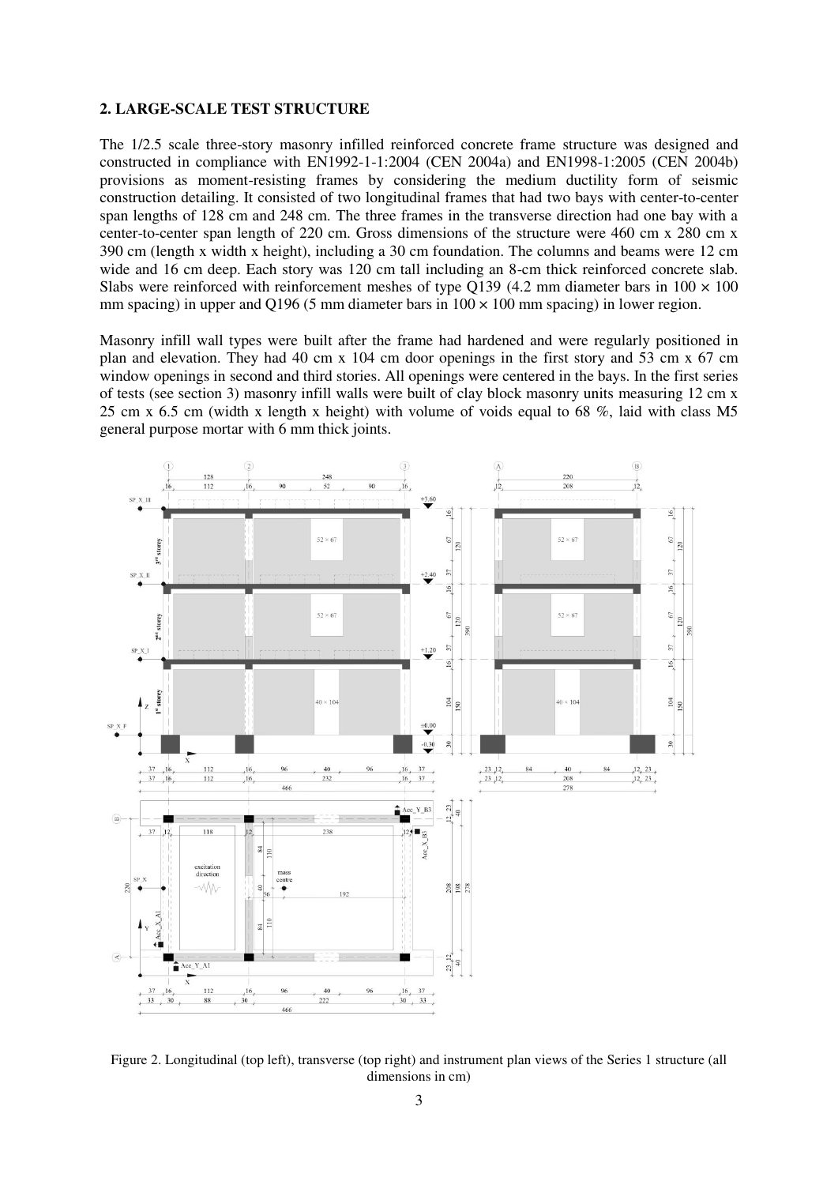## 2. LARGE-SCALE TEST STRUCTURE

The 1/2.5 scale three-story masonry infilled reinforced concrete frame structure was designed and constructed in compliance with EN1992-1-1:2004 (CEN 2004a) and EN1998-1:2005 (CEN 2004b) provisions as moment-resisting frames by considering the medium ductility form of seismic construction detailing. It consisted of two longitudinal frames that had two bays with center-to-center span lengths of 128 cm and 248 cm. The three frames in the transverse direction had one bay with a center-to-center span length of 220 cm. Gross dimensions of the structure were 460 cm x 280 cm x 390 cm (length x width x height), including a 30 cm foundation. The columns and beams were 12 cm wide and 16 cm deep. Each story was 120 cm tall including an 8-cm thick reinforced concrete slab. Slabs were reinforced with reinforcement meshes of type Q139 (4.2 mm diameter bars in $100 \times 100$ mm spacing) in upper and Q196 (5 mm diameter bars in $100 \times 100$ mm spacing) in lower region.

Masonry infill wall types were built after the frame had hardened and were regularly positioned in plan and elevation. They had 40 cm x 104 cm door openings in the first story and 53 cm x 67 cm window openings in second and third stories. All openings were centered in the bays. In the first series of tests (see section 3) masonry infill walls were built of clay block masonry units measuring 12 cm x 25 cm x 6.5 cm (width x length x height) with volume of voids equal to 68 %, laid with class M5 general purpose mortar with 6 mm thick joints.

Figure 2. Longitudinal (top left), transverse (top right) and instrument plan views of the Series 1 structure (all dimensions in cm)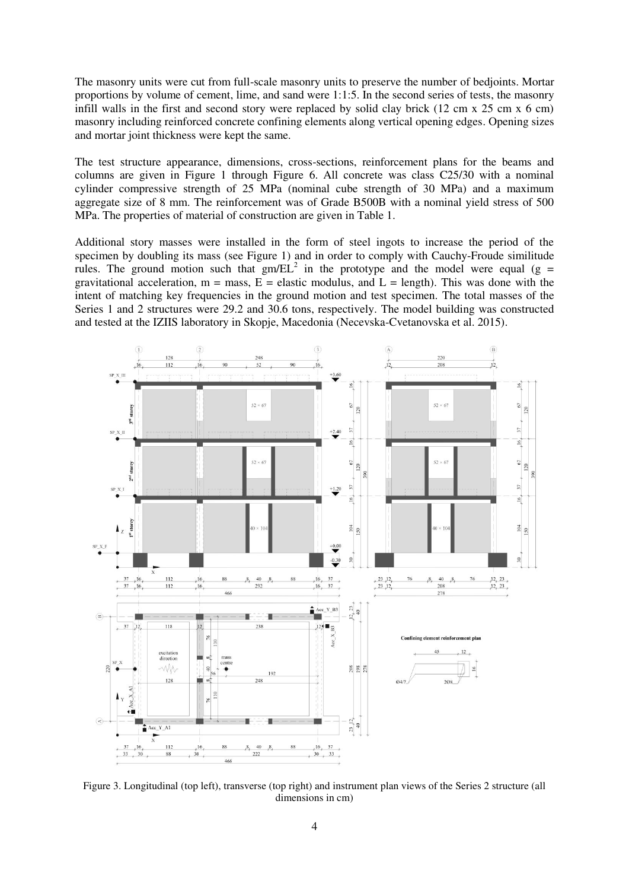The masonry units were cut from full-scale masonry units to preserve the number of bedjoints. Mortar proportions by volume of cement, lime, and sand were 1:1:5. In the second series of tests, the masonry infill walls in the first and second story were replaced by solid clay brick (12 cm x 25 cm x 6 cm) masonry including reinforced concrete confining elements along vertical opening edges. Opening sizes and mortar joint thickness were kept the same.

The test structure appearance, dimensions, cross-sections, reinforcement plans for the beams and columns are given in Figure 1 through Figure 6. All concrete was class C25/30 with a nominal cylinder compressive strength of 25 MPa (nominal cube strength of 30 MPa) and a maximum aggregate size of 8 mm. The reinforcement was of Grade B500B with a nominal yield stress of 500 MPa. The properties of material of construction are given in Table 1.

Additional story masses were installed in the form of steel ingots to increase the period of the specimen by doubling its mass (see Figure 1) and in order to comply with Cauchy-Froude similitude rules. The ground motion such that $gm/EL^2$ in the prototype and the model were equal ($g$ = gravitational acceleration, $m$ = mass, $E$ = elastic modulus, and $L$ = length). This was done with the intent of matching key frequencies in the ground motion and test specimen. The total masses of the Series 1 and 2 structures were 29.2 and 30.6 tons, respectively. The model building was constructed and tested at the IZIIS laboratory in Skopje, Macedonia (Necevska-Cvetanovska et al. 2015).

Figure 3. Longitudinal (top left), transverse (top right) and instrument plan views of the Series 2 structure (all dimensions in cm)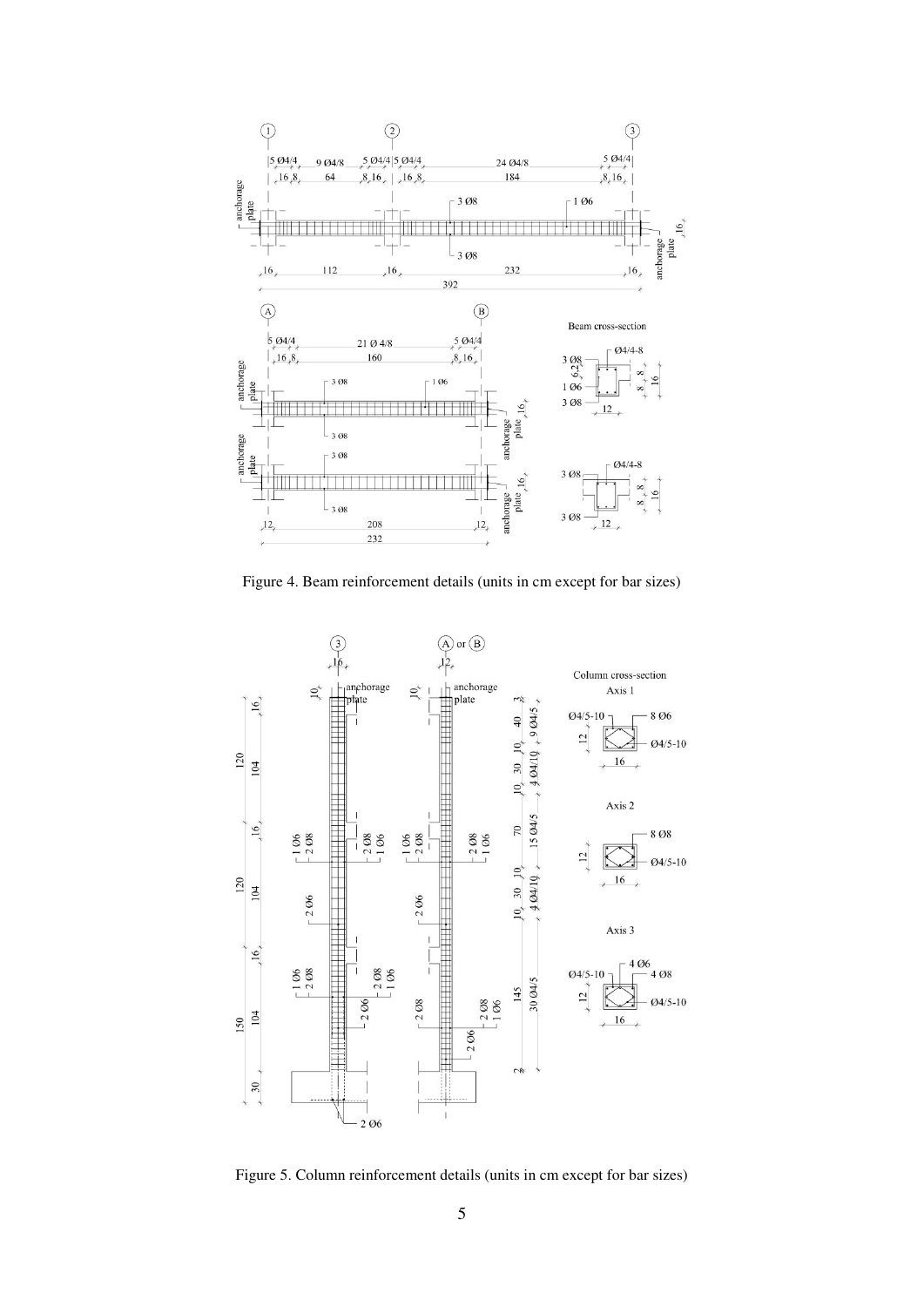Figure 4. Beam reinforcement details (units in cm except for bar sizes)

Figure 5. Column reinforcement details (units in cm except for bar sizes)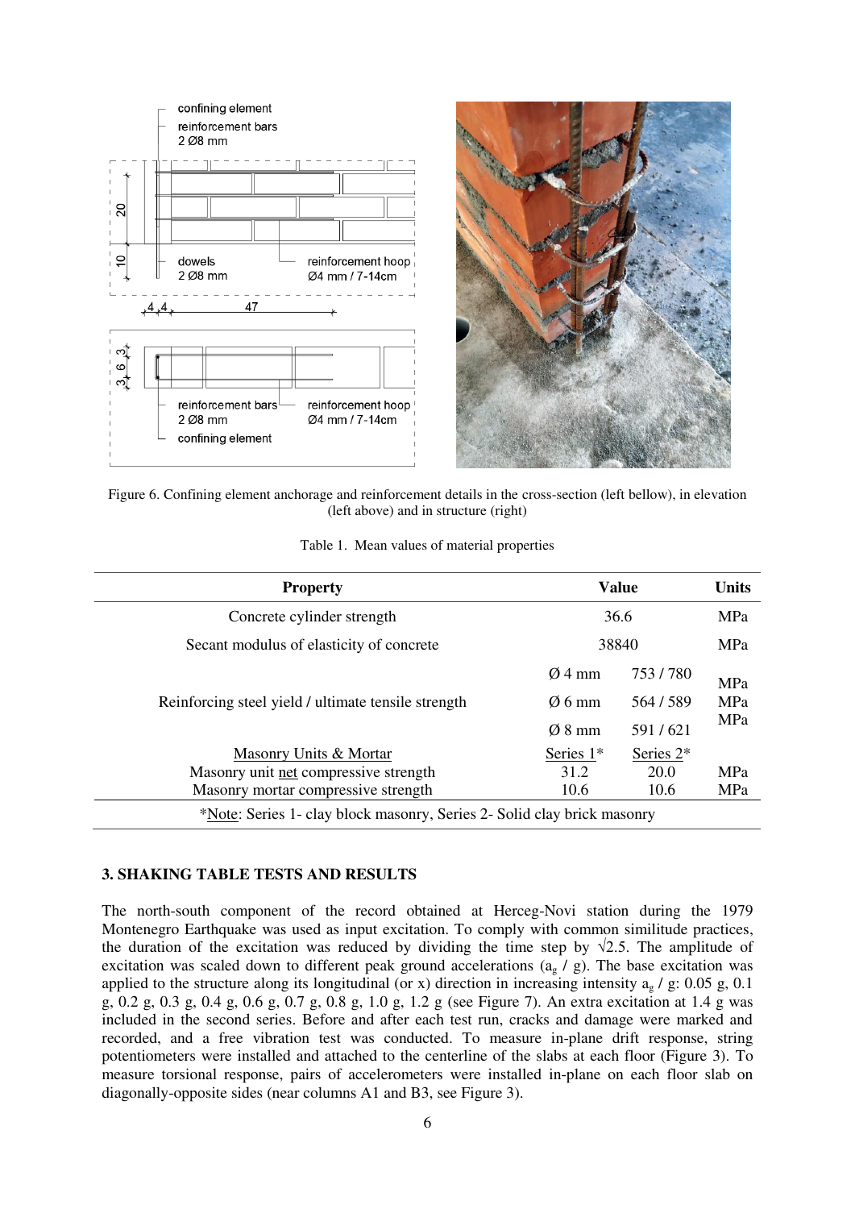Figure 6. Confining element anchorage and reinforcement details in the cross-section (left bellow), in elevation (left above) and in structure (right)

Table 1. Mean values of material properties

| Property | Value | | Units |
|---|---|---|---|
| Concrete cylinder strength | 36.6 | | MPa |
| Secant modulus of elasticity of concrete | 38840 | | MPa |
| Reinforcing steel yield / ultimate tensile strength | Ø 4 mm | 753 / 780 | MPa |
| | Ø 6 mm | 564 / 589 | MPa |
| | Ø 8 mm | 591 / 621 | MPa |
| Masonry Units & Mortar | Series 1* | Series 2* | |
| Masonry unit net compressive strength | 31.2 | 20.0 | MPa |
| Masonry mortar compressive strength | 10.6 | 10.6 | MPa |

*Note: Series 1- clay block masonry, Series 2- Solid clay brick masonry

### 3. SHAKING TABLE TESTS AND RESULTS

The north-south component of the record obtained at Herceg-Novi station during the 1979 Montenegro Earthquake was used as input excitation. To comply with common similitude practices, the duration of the excitation was reduced by dividing the time step by $\sqrt{2.5}$. The amplitude of excitation was scaled down to different peak ground accelerations ($a_g$ / g). The base excitation was applied to the structure along its longitudinal (or x) direction in increasing intensity $a_g$ / g: 0.05 g, 0.1 g, 0.2 g, 0.3 g, 0.4 g, 0.6 g, 0.7 g, 0.8 g, 1.0 g, 1.2 g (see Figure 7). An extra excitation at 1.4 g was included in the second series. Before and after each test run, cracks and damage were marked and recorded, and a free vibration test was conducted. To measure in-plane drift response, string potentiometers were installed and attached to the centerline of the slabs at each floor (Figure 3). To measure torsional response, pairs of accelerometers were installed in-plane on each floor slab on diagonally-opposite sides (near columns A1 and B3, see Figure 3).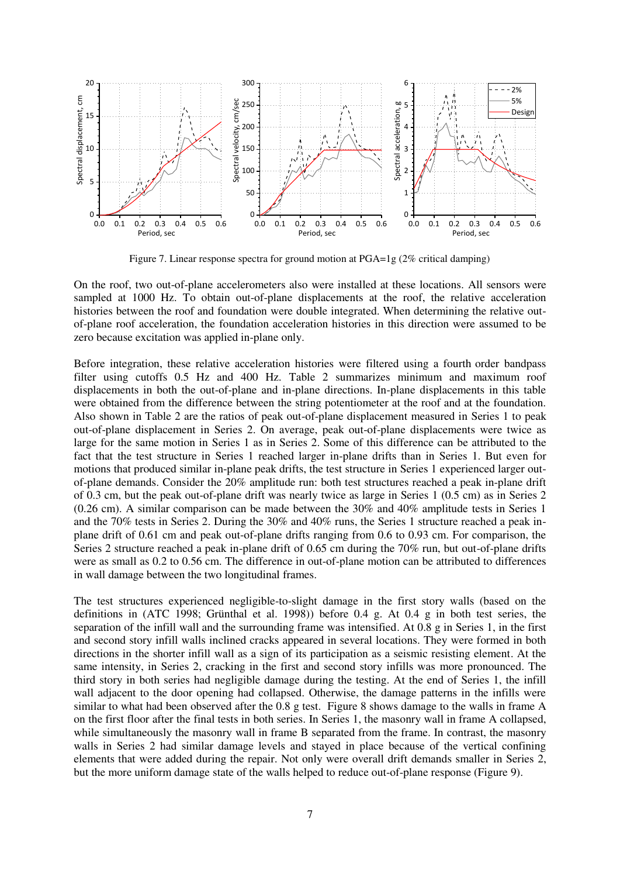Figure 7. Linear response spectra for ground motion at PGA=1g (2% critical damping)

On the roof, two out-of-plane accelerometers also were installed at these locations. All sensors were sampled at 1000 Hz. To obtain out-of-plane displacements at the roof, the relative acceleration histories between the roof and foundation were double integrated. When determining the relative out-of-plane roof acceleration, the foundation acceleration histories in this direction were assumed to be zero because excitation was applied in-plane only.

Before integration, these relative acceleration histories were filtered using a fourth order bandpass filter using cutoffs 0.5 Hz and 400 Hz. Table 2 summarizes minimum and maximum roof displacements in both the out-of-plane and in-plane directions. In-plane displacements in this table were obtained from the difference between the string potentiometer at the roof and at the foundation. Also shown in Table 2 are the ratios of peak out-of-plane displacement measured in Series 1 to peak out-of-plane displacement in Series 2. On average, peak out-of-plane displacements were twice as large for the same motion in Series 1 as in Series 2. Some of this difference can be attributed to the fact that the test structure in Series 1 reached larger in-plane drifts than in Series 1. But even for motions that produced similar in-plane peak drifts, the test structure in Series 1 experienced larger out-of-plane demands. Consider the 20% amplitude run: both test structures reached a peak in-plane drift of 0.3 cm, but the peak out-of-plane drift was nearly twice as large in Series 1 (0.5 cm) as in Series 2 (0.26 cm). A similar comparison can be made between the 30% and 40% amplitude tests in Series 1 and the 70% tests in Series 2. During the 30% and 40% runs, the Series 1 structure reached a peak in-plane drift of 0.61 cm and peak out-of-plane drifts ranging from 0.6 to 0.93 cm. For comparison, the Series 2 structure reached a peak in-plane drift of 0.65 cm during the 70% run, but out-of-plane drifts were as small as 0.2 to 0.56 cm. The difference in out-of-plane motion can be attributed to differences in wall damage between the two longitudinal frames.

The test structures experienced negligible-to-slight damage in the first story walls (based on the definitions in (ATC 1998; Grünthal et al. 1998)) before 0.4 g. At 0.4 g in both test series, the separation of the infill wall and the surrounding frame was intensified. At 0.8 g in Series 1, in the first and second story infill walls inclined cracks appeared in several locations. They were formed in both directions in the shorter infill wall as a sign of its participation as a seismic resisting element. At the same intensity, in Series 2, cracking in the first and second story infills was more pronounced. The third story in both series had negligible damage during the testing. At the end of Series 1, the infill wall adjacent to the door opening had collapsed. Otherwise, the damage patterns in the infills were similar to what had been observed after the 0.8 g test. Figure 8 shows damage to the walls in frame A on the first floor after the final tests in both series. In Series 1, the masonry wall in frame A collapsed, while simultaneously the masonry wall in frame B separated from the frame. In contrast, the masonry walls in Series 2 had similar damage levels and stayed in place because of the vertical confining elements that were added during the repair. Not only were overall drift demands smaller in Series 2, but the more uniform damage state of the walls helped to reduce out-of-plane response (Figure 9).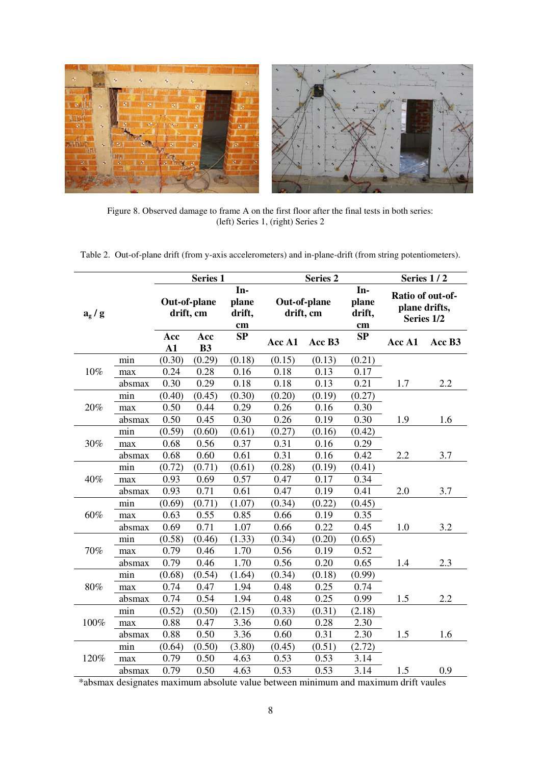Figure 8. Observed damage to frame A on the first floor after the final tests in both series: (left) Series 1, (right) Series 2

Table 2. Out-of-plane drift (from y-axis accelerometers) and in-plane-drift (from string potentiometers).

| $a_g$ / g | | Series 1 | | | Series 2 | | | Series 1 / 2 | |
|---|---|---|---|---|---|---|---|---|---|
| | | Out-of-plane drift, cm | | In-plane drift, cm | Out-of-plane drift, cm | | In-plane drift, cm | Ratio of out-of-plane drifts, Series 1/2 | |
| | | Acc A1 | Acc B3 | SP | Acc A1 | Acc B3 | SP | Acc A1 | Acc B3 |
| 10% | min | (0.30) | (0.29) | (0.18) | (0.15) | (0.13) | (0.21) | | |
| | max | 0.24 | 0.28 | 0.16 | 0.18 | 0.13 | 0.17 | | |
| | absmax | 0.30 | 0.29 | 0.18 | 0.18 | 0.13 | 0.21 | 1.7 | 2.2 |
| 20% | min | (0.40) | (0.45) | (0.30) | (0.20) | (0.19) | (0.27) | | |
| | max | 0.50 | 0.44 | 0.29 | 0.26 | 0.16 | 0.30 | | |
| | absmax | 0.50 | 0.45 | 0.30 | 0.26 | 0.19 | 0.30 | 1.9 | 1.6 |
| 30% | min | (0.59) | (0.60) | (0.61) | (0.27) | (0.16) | (0.42) | | |
| | max | 0.68 | 0.56 | 0.37 | 0.31 | 0.16 | 0.29 | | |
| | absmax | 0.68 | 0.60 | 0.61 | 0.31 | 0.16 | 0.42 | 2.2 | 3.7 |
| 40% | min | (0.72) | (0.71) | (0.61) | (0.28) | (0.19) | (0.41) | | |
| | max | 0.93 | 0.69 | 0.57 | 0.47 | 0.17 | 0.34 | | |
| | absmax | 0.93 | 0.71 | 0.61 | 0.47 | 0.19 | 0.41 | 2.0 | 3.7 |
| 60% | min | (0.69) | (0.71) | (1.07) | (0.34) | (0.22) | (0.45) | | |
| | max | 0.63 | 0.55 | 0.85 | 0.66 | 0.19 | 0.35 | | |
| | absmax | 0.69 | 0.71 | 1.07 | 0.66 | 0.22 | 0.45 | 1.0 | 3.2 |
| 70% | min | (0.58) | (0.46) | (1.33) | (0.34) | (0.20) | (0.65) | | |
| | max | 0.79 | 0.46 | 1.70 | 0.56 | 0.19 | 0.52 | | |
| | absmax | 0.79 | 0.46 | 1.70 | 0.56 | 0.20 | 0.65 | 1.4 | 2.3 |
| 80% | min | (0.68) | (0.54) | (1.64) | (0.34) | (0.18) | (0.99) | | |
| | max | 0.74 | 0.47 | 1.94 | 0.48 | 0.25 | 0.74 | | |
| | absmax | 0.74 | 0.54 | 1.94 | 0.48 | 0.25 | 0.99 | 1.5 | 2.2 |
| 100% | min | (0.52) | (0.50) | (2.15) | (0.33) | (0.31) | (2.18) | | |
| | max | 0.88 | 0.47 | 3.36 | 0.60 | 0.28 | 2.30 | | |
| | absmax | 0.88 | 0.50 | 3.36 | 0.60 | 0.31 | 2.30 | 1.5 | 1.6 |
| 120% | min | (0.64) | (0.50) | (3.80) | (0.45) | (0.51) | (2.72) | | |
| | max | 0.79 | 0.50 | 4.63 | 0.53 | 0.53 | 3.14 | | |
| | absmax | 0.79 | 0.50 | 4.63 | 0.53 | 0.53 | 3.14 | 1.5 | 0.9 |

*absmax designates maximum absolute value between minimum and maximum drift vaules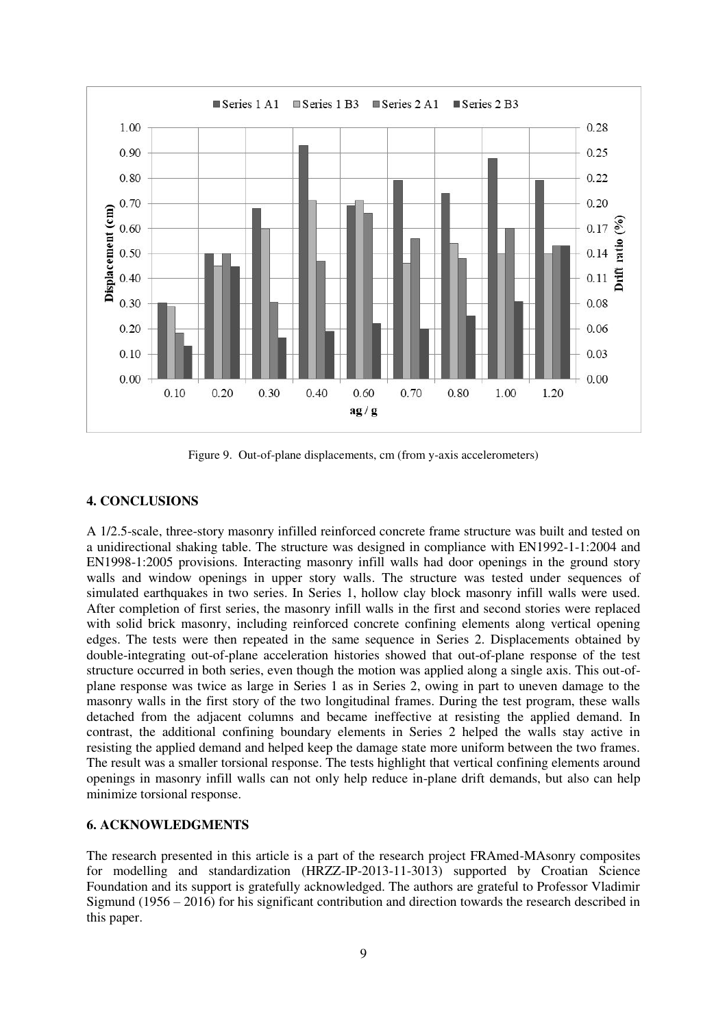Figure 9. Out-of-plane displacements, cm (from y-axis accelerometers)

## 4. CONCLUSIONS

A 1/2.5-scale, three-story masonry infilled reinforced concrete frame structure was built and tested on a unidirectional shaking table. The structure was designed in compliance with EN1992-1-1:2004 and EN1998-1:2005 provisions. Interacting masonry infill walls had door openings in the ground story walls and window openings in upper story walls. The structure was tested under sequences of simulated earthquakes in two series. In Series 1, hollow clay block masonry infill walls were used. After completion of first series, the masonry infill walls in the first and second stories were replaced with solid brick masonry, including reinforced concrete confining elements along vertical opening edges. The tests were then repeated in the same sequence in Series 2. Displacements obtained by double-integrating out-of-plane acceleration histories showed that out-of-plane response of the test structure occurred in both series, even though the motion was applied along a single axis. This out-of-plane response was twice as large in Series 1 as in Series 2, owing in part to uneven damage to the masonry walls in the first story of the two longitudinal frames. During the test program, these walls detached from the adjacent columns and became ineffective at resisting the applied demand. In contrast, the additional confining boundary elements in Series 2 helped the walls stay active in resisting the applied demand and helped keep the damage state more uniform between the two frames. The result was a smaller torsional response. The tests highlight that vertical confining elements around openings in masonry infill walls can not only help reduce in-plane drift demands, but also can help minimize torsional response.

## 6. ACKNOWLEDGMENTS

The research presented in this article is a part of the research project FRAmed-MAsonry composites for modelling and standardization (HRZZ-IP-2013-11-3013) supported by Croatian Science Foundation and its support is gratefully acknowledged. The authors are grateful to Professor Vladimir Sigmund (1956 – 2016) for his significant contribution and direction towards the research described in this paper.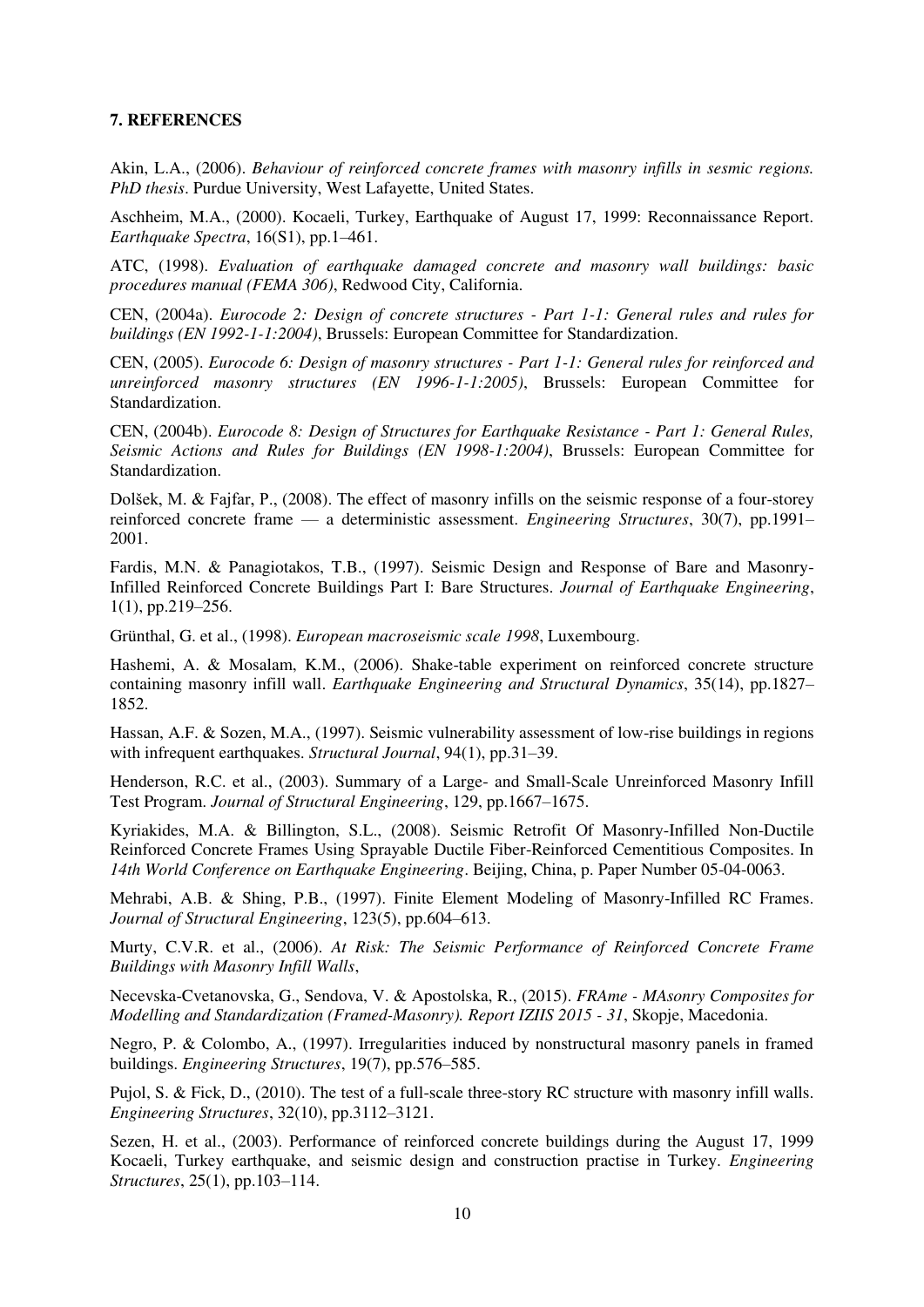**7. REFERENCES**

Akin, L.A., (2006). *Behaviour of reinforced concrete frames with masonry infills in sesmic regions. PhD thesis*. Purdue University, West Lafayette, United States.

Aschheim, M.A., (2000). Kocaeli, Turkey, Earthquake of August 17, 1999: Reconnaissance Report. *Earthquake Spectra*, 16(S1), pp.1–461.

ATC, (1998). *Evaluation of earthquake damaged concrete and masonry wall buildings: basic procedures manual (FEMA 306)*, Redwood City, California.

CEN, (2004a). *Eurocode 2: Design of concrete structures - Part 1-1: General rules and rules for buildings (EN 1992-1-1:2004)*, Brussels: European Committee for Standardization.

CEN, (2005). *Eurocode 6: Design of masonry structures - Part 1-1: General rules for reinforced and unreinforced masonry structures (EN 1996-1-1:2005)*, Brussels: European Committee for Standardization.

CEN, (2004b). *Eurocode 8: Design of Structures for Earthquake Resistance - Part 1: General Rules, Seismic Actions and Rules for Buildings (EN 1998-1:2004)*, Brussels: European Committee for Standardization.

Dolšek, M. & Fajfar, P., (2008). The effect of masonry infills on the seismic response of a four-storey reinforced concrete frame — a deterministic assessment. *Engineering Structures*, 30(7), pp.1991–2001.

Fardis, M.N. & Panagiotakos, T.B., (1997). Seismic Design and Response of Bare and Masonry-Infilled Reinforced Concrete Buildings Part I: Bare Structures. *Journal of Earthquake Engineering*, 1(1), pp.219–256.

Grünthal, G. et al., (1998). *European macroseismic scale 1998*, Luxembourg.

Hashemi, A. & Mosalam, K.M., (2006). Shake-table experiment on reinforced concrete structure containing masonry infill wall. *Earthquake Engineering and Structural Dynamics*, 35(14), pp.1827–1852.

Hassan, A.F. & Sozen, M.A., (1997). Seismic vulnerability assessment of low-rise buildings in regions with infrequent earthquakes. *Structural Journal*, 94(1), pp.31–39.

Henderson, R.C. et al., (2003). Summary of a Large- and Small-Scale Unreinforced Masonry Infill Test Program. *Journal of Structural Engineering*, 129, pp.1667–1675.

Kyriakides, M.A. & Billington, S.L., (2008). Seismic Retrofit Of Masonry-Infilled Non-Ductile Reinforced Concrete Frames Using Sprayable Ductile Fiber-Reinforced Cementitious Composites. In *14th World Conference on Earthquake Engineering*. Beijing, China, p. Paper Number 05-04-0063.

Mehrabi, A.B. & Shing, P.B., (1997). Finite Element Modeling of Masonry-Infilled RC Frames. *Journal of Structural Engineering*, 123(5), pp.604–613.

Murty, C.V.R. et al., (2006). *At Risk: The Seismic Performance of Reinforced Concrete Frame Buildings with Masonry Infill Walls*,

Necevska-Cvetanovska, G., Sendova, V. & Apostolska, R., (2015). *FRAme - MAsonry Composites for Modelling and Standardization (Framed-Masonry). Report IZIIS 2015 - 31*, Skopje, Macedonia.

Negro, P. & Colombo, A., (1997). Irregularities induced by nonstructural masonry panels in framed buildings. *Engineering Structures*, 19(7), pp.576–585.

Pujol, S. & Fick, D., (2010). The test of a full-scale three-story RC structure with masonry infill walls. *Engineering Structures*, 32(10), pp.3112–3121.

Sezen, H. et al., (2003). Performance of reinforced concrete buildings during the August 17, 1999 Kocaeli, Turkey earthquake, and seismic design and construction practise in Turkey. *Engineering Structures*, 25(1), pp.103–114.